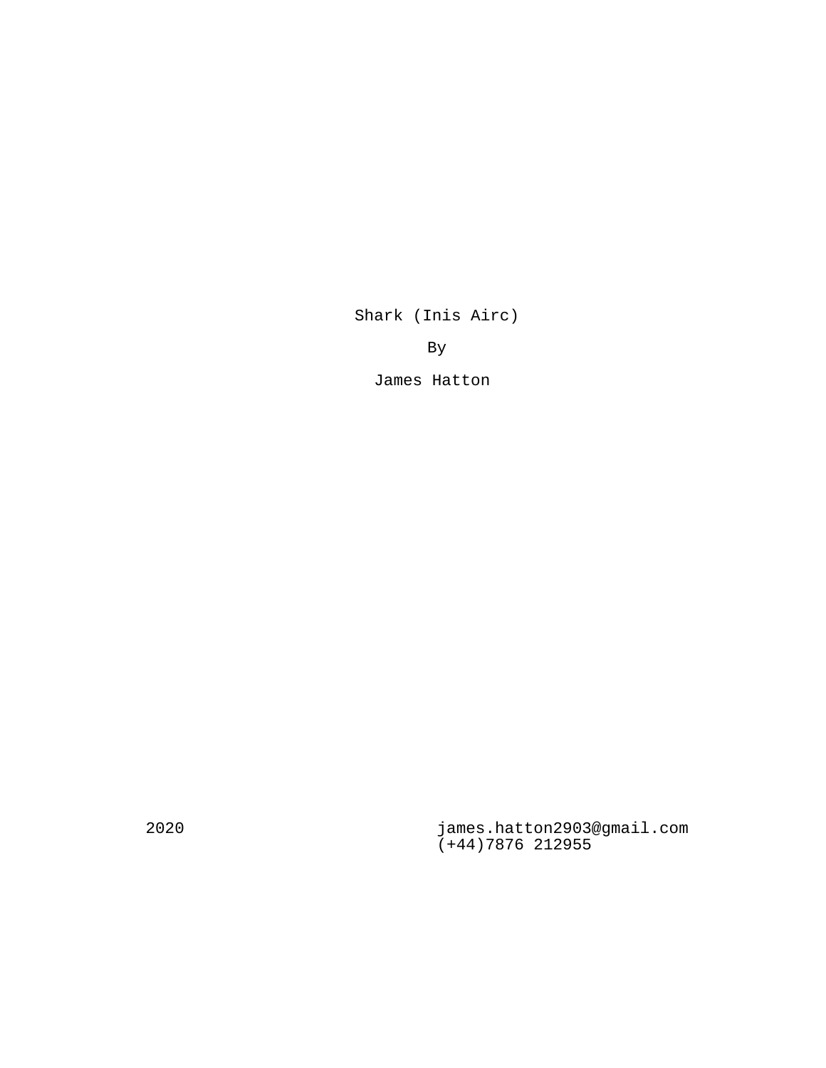# Shark (Inis Airc)

By

James Hatton

2020

james.hatton2903@gmail.com
(+44)7876 212955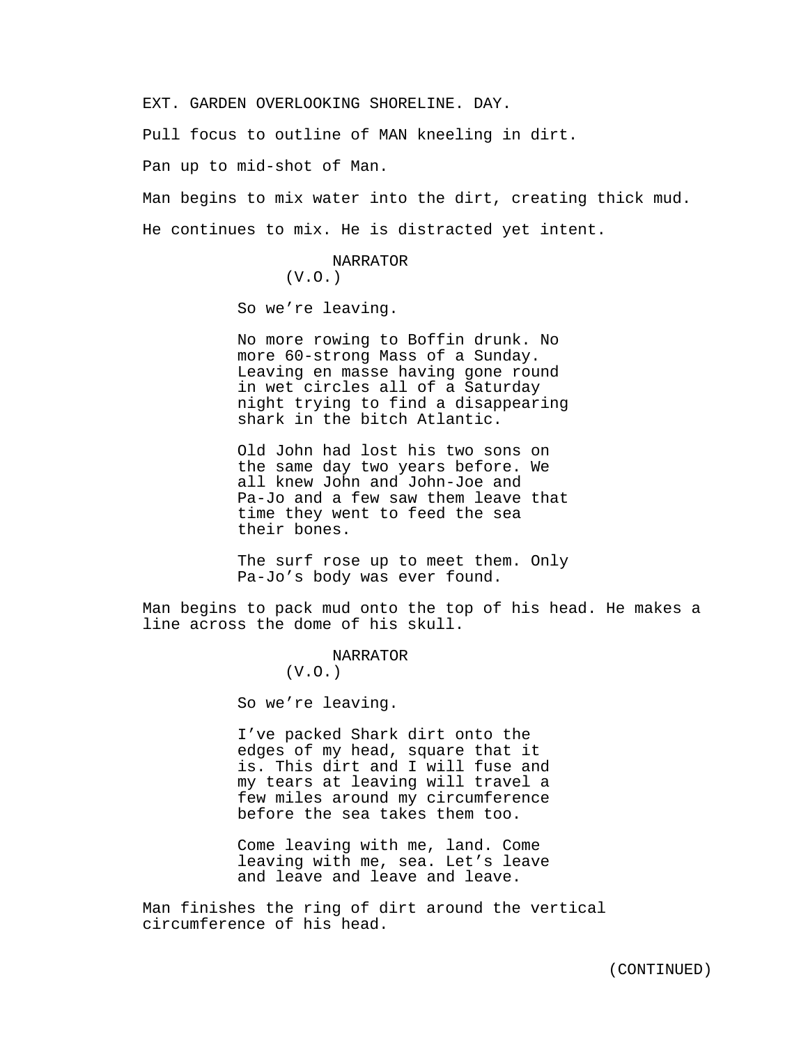EXT. GARDEN OVERLOOKING SHORELINE. DAY.

Pull focus to outline of MAN kneeling in dirt.

Pan up to mid-shot of Man.

Man begins to mix water into the dirt, creating thick mud.

He continues to mix. He is distracted yet intent.

NARRATOR
(V.O.)

So we're leaving.

No more rowing to Boffin drunk. No more 60-strong Mass of a Sunday. Leaving en masse having gone round in wet circles all of a Saturday night trying to find a disappearing shark in the bitch Atlantic.

Old John had lost his two sons on the same day two years before. We all knew John and John-Joe and Pa-Jo and a few saw them leave that time they went to feed the sea their bones.

The surf rose up to meet them. Only Pa-Jo's body was ever found.

Man begins to pack mud onto the top of his head. He makes a line across the dome of his skull.

NARRATOR
(V.O.)

So we're leaving.

I've packed Shark dirt onto the edges of my head, square that it is. This dirt and I will fuse and my tears at leaving will travel a few miles around my circumference before the sea takes them too.

Come leaving with me, land. Come leaving with me, sea. Let's leave and leave and leave and leave.

Man finishes the ring of dirt around the vertical circumference of his head.

(CONTINUED)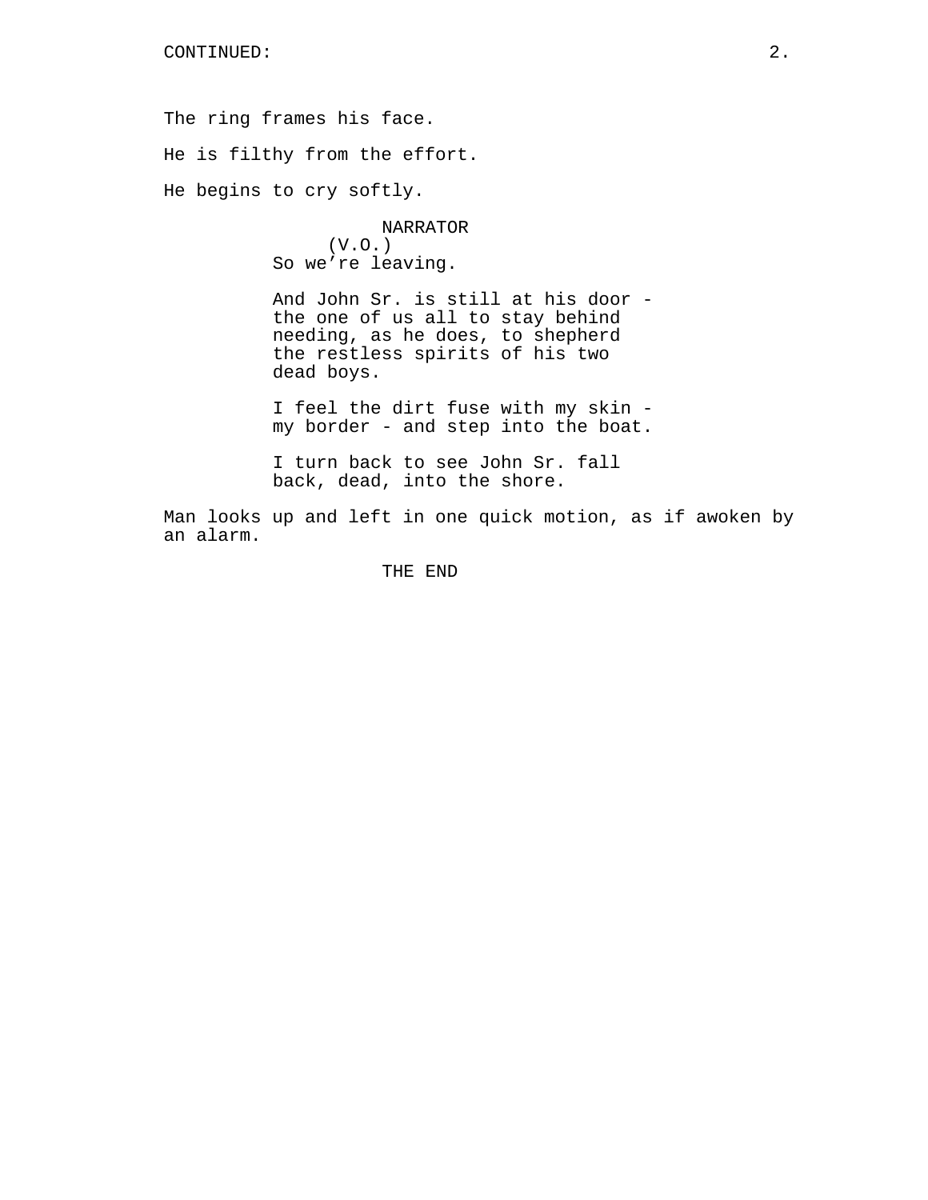The ring frames his face.

He is filthy from the effort.

He begins to cry softly.

NARRATOR
(V.O.)
So we’re leaving.

And John Sr. is still at his door - the one of us all to stay behind needing, as he does, to shepherd the restless spirits of his two dead boys.

I feel the dirt fuse with my skin - my border - and step into the boat.

I turn back to see John Sr. fall back, dead, into the shore.

Man looks up and left in one quick motion, as if awoken by an alarm.

THE END